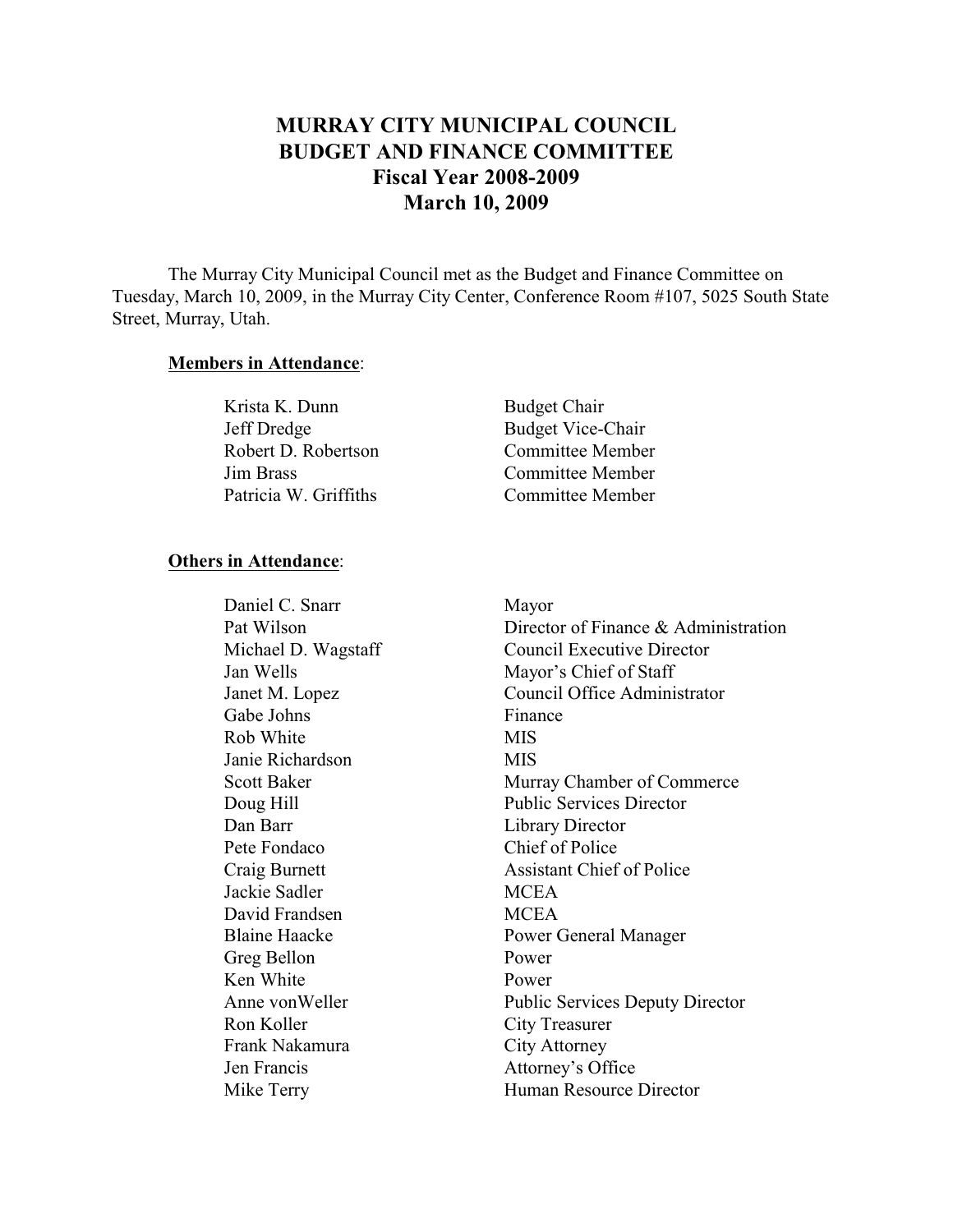# MURRAY CITY MUNICIPAL COUNCIL
# BUDGET AND FINANCE COMMITTEE
## Fiscal Year 2008-2009
## March 10, 2009

The Murray City Municipal Council met as the Budget and Finance Committee on Tuesday, March 10, 2009, in the Murray City Center, Conference Room #107, 5025 South State Street, Murray, Utah.

**Members in Attendance**:

| | |
|---|---|
| Krista K. Dunn | Budget Chair |
| Jeff Dredge | Budget Vice-Chair |
| Robert D. Robertson | Committee Member |
| Jim Brass | Committee Member |
| Patricia W. Griffiths | Committee Member |

**Others in Attendance**:

| | |
|---|---|
| Daniel C. Snarr | Mayor |
| Pat Wilson | Director of Finance & Administration |
| Michael D. Wagstaff | Council Executive Director |
| Jan Wells | Mayor's Chief of Staff |
| Janet M. Lopez | Council Office Administrator |
| Gabe Johns | Finance |
| Rob White | MIS |
| Janie Richardson | MIS |
| Scott Baker | Murray Chamber of Commerce |
| Doug Hill | Public Services Director |
| Dan Barr | Library Director |
| Pete Fondaco | Chief of Police |
| Craig Burnett | Assistant Chief of Police |
| Jackie Sadler | MCEA |
| David Frandsen | MCEA |
| Blaine Haacke | Power General Manager |
| Greg Bellon | Power |
| Ken White | Power |
| Anne vonWeller | Public Services Deputy Director |
| Ron Koller | City Treasurer |
| Frank Nakamura | City Attorney |
| Jen Francis | Attorney's Office |
| Mike Terry | Human Resource Director |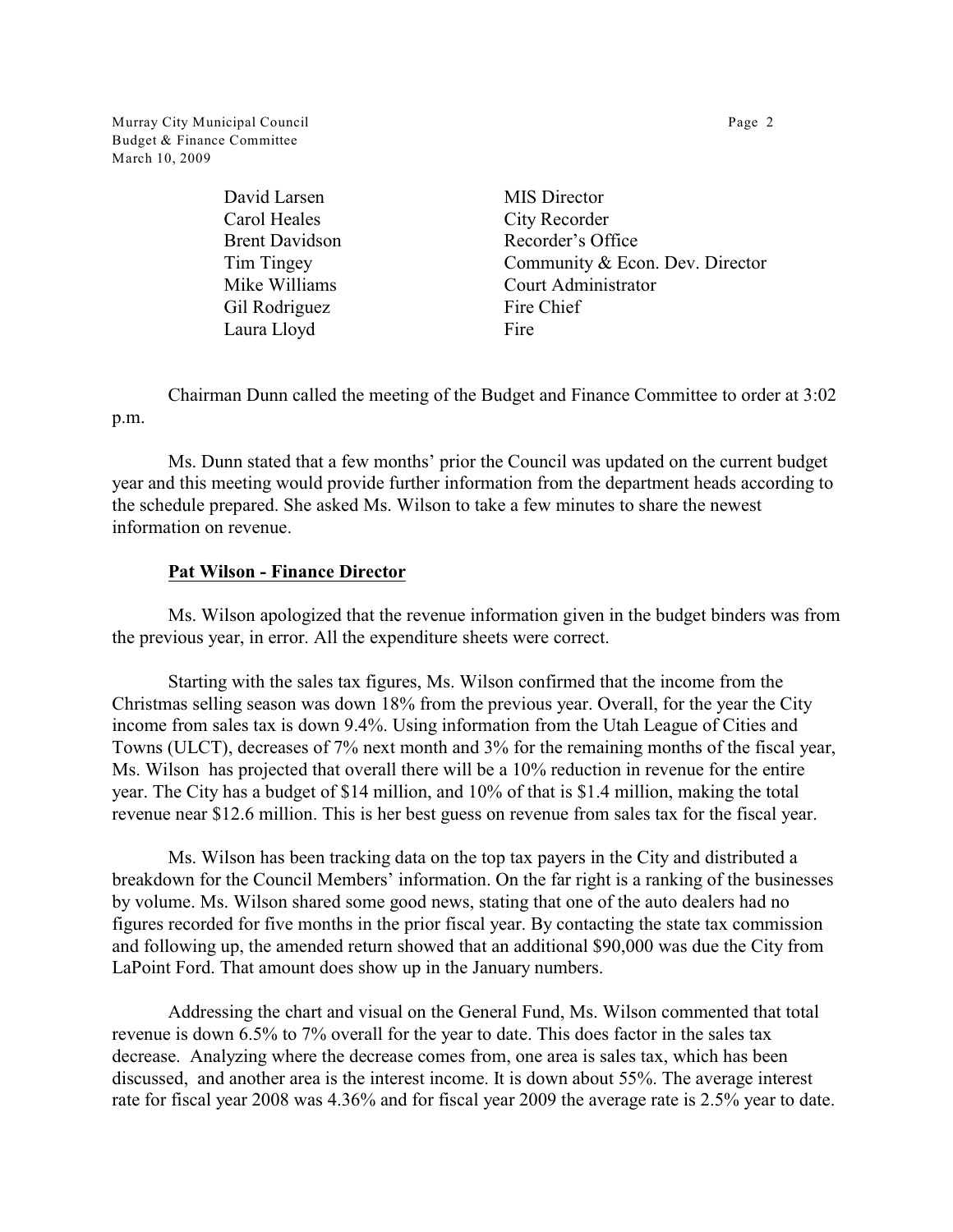| | |
|---|---|
| David Larsen | MIS Director |
| Carol Heales | City Recorder |
| Brent Davidson | Recorder's Office |
| Tim Tingey | Community & Econ. Dev. Director |
| Mike Williams | Court Administrator |
| Gil Rodriguez | Fire Chief |
| Laura Lloyd | Fire |

Chairman Dunn called the meeting of the Budget and Finance Committee to order at 3:02 p.m.

Ms. Dunn stated that a few months' prior the Council was updated on the current budget year and this meeting would provide further information from the department heads according to the schedule prepared. She asked Ms. Wilson to take a few minutes to share the newest information on revenue.

**Pat Wilson - Finance Director**

Ms. Wilson apologized that the revenue information given in the budget binders was from the previous year, in error. All the expenditure sheets were correct.

Starting with the sales tax figures, Ms. Wilson confirmed that the income from the Christmas selling season was down 18% from the previous year. Overall, for the year the City income from sales tax is down 9.4%. Using information from the Utah League of Cities and Towns (ULCT), decreases of 7% next month and 3% for the remaining months of the fiscal year, Ms. Wilson has projected that overall there will be a 10% reduction in revenue for the entire year. The City has a budget of $14 million, and 10% of that is $1.4 million, making the total revenue near $12.6 million. This is her best guess on revenue from sales tax for the fiscal year.

Ms. Wilson has been tracking data on the top tax payers in the City and distributed a breakdown for the Council Members' information. On the far right is a ranking of the businesses by volume. Ms. Wilson shared some good news, stating that one of the auto dealers had no figures recorded for five months in the prior fiscal year. By contacting the state tax commission and following up, the amended return showed that an additional $90,000 was due the City from LaPoint Ford. That amount does show up in the January numbers.

Addressing the chart and visual on the General Fund, Ms. Wilson commented that total revenue is down 6.5% to 7% overall for the year to date. This does factor in the sales tax decrease. Analyzing where the decrease comes from, one area is sales tax, which has been discussed, and another area is the interest income. It is down about 55%. The average interest rate for fiscal year 2008 was 4.36% and for fiscal year 2009 the average rate is 2.5% year to date.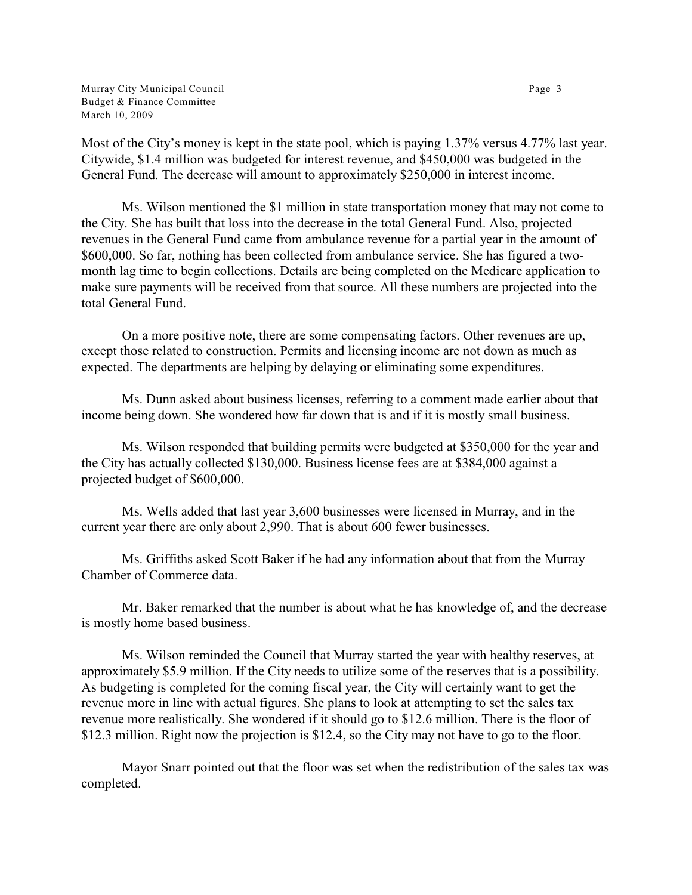Most of the City's money is kept in the state pool, which is paying 1.37% versus 4.77% last year. Citywide, $1.4 million was budgeted for interest revenue, and $450,000 was budgeted in the General Fund. The decrease will amount to approximately $250,000 in interest income.

Ms. Wilson mentioned the $1 million in state transportation money that may not come to the City. She has built that loss into the decrease in the total General Fund. Also, projected revenues in the General Fund came from ambulance revenue for a partial year in the amount of $600,000. So far, nothing has been collected from ambulance service. She has figured a two-month lag time to begin collections. Details are being completed on the Medicare application to make sure payments will be received from that source. All these numbers are projected into the total General Fund.

On a more positive note, there are some compensating factors. Other revenues are up, except those related to construction. Permits and licensing income are not down as much as expected. The departments are helping by delaying or eliminating some expenditures.

Ms. Dunn asked about business licenses, referring to a comment made earlier about that income being down. She wondered how far down that is and if it is mostly small business.

Ms. Wilson responded that building permits were budgeted at $350,000 for the year and the City has actually collected $130,000. Business license fees are at $384,000 against a projected budget of $600,000.

Ms. Wells added that last year 3,600 businesses were licensed in Murray, and in the current year there are only about 2,990. That is about 600 fewer businesses.

Ms. Griffiths asked Scott Baker if he had any information about that from the Murray Chamber of Commerce data.

Mr. Baker remarked that the number is about what he has knowledge of, and the decrease is mostly home based business.

Ms. Wilson reminded the Council that Murray started the year with healthy reserves, at approximately $5.9 million. If the City needs to utilize some of the reserves that is a possibility. As budgeting is completed for the coming fiscal year, the City will certainly want to get the revenue more in line with actual figures. She plans to look at attempting to set the sales tax revenue more realistically. She wondered if it should go to $12.6 million. There is the floor of $12.3 million. Right now the projection is $12.4, so the City may not have to go to the floor.

Mayor Snarr pointed out that the floor was set when the redistribution of the sales tax was completed.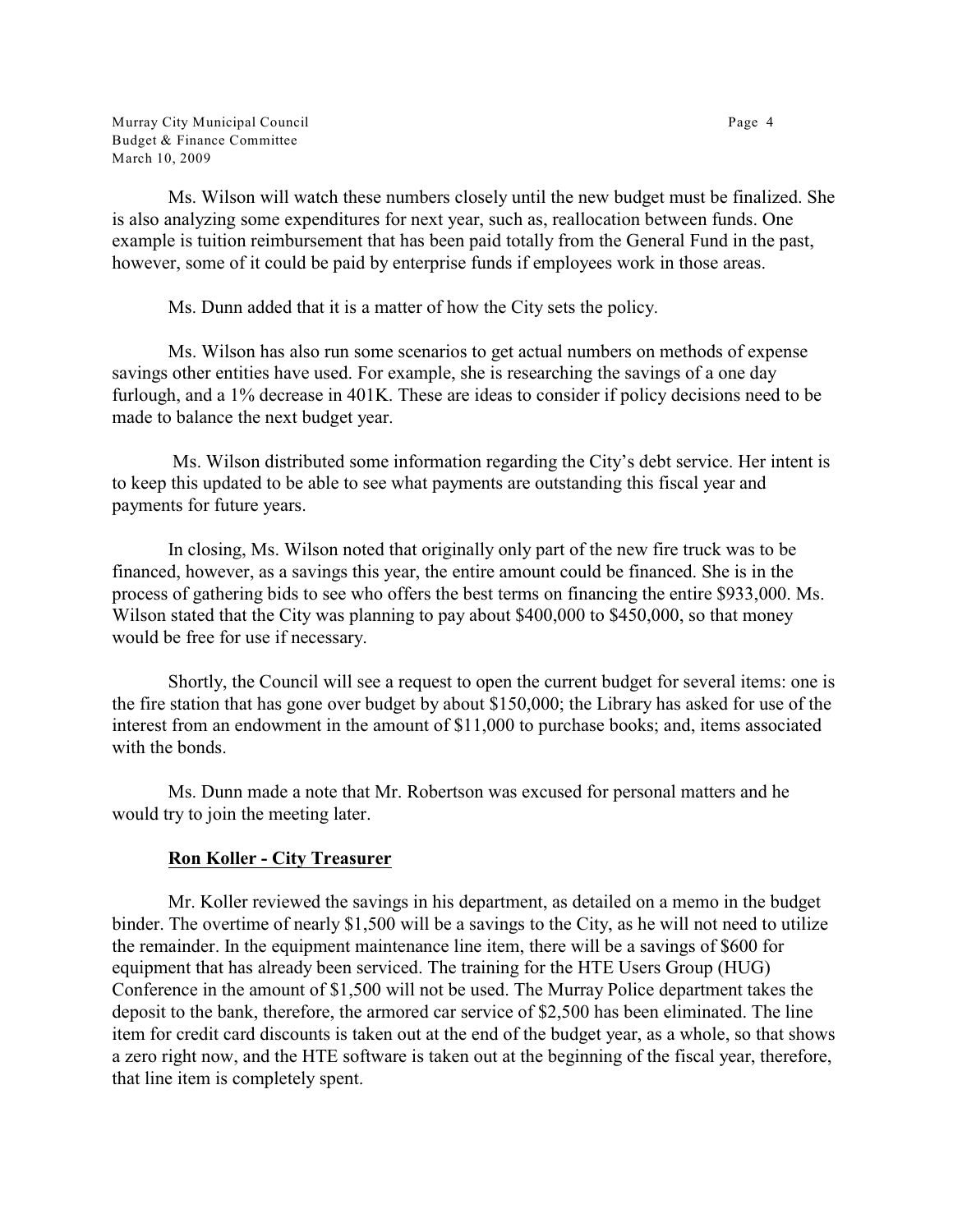Ms. Wilson will watch these numbers closely until the new budget must be finalized. She is also analyzing some expenditures for next year, such as, reallocation between funds. One example is tuition reimbursement that has been paid totally from the General Fund in the past, however, some of it could be paid by enterprise funds if employees work in those areas.

Ms. Dunn added that it is a matter of how the City sets the policy.

Ms. Wilson has also run some scenarios to get actual numbers on methods of expense savings other entities have used. For example, she is researching the savings of a one day furlough, and a 1% decrease in 401K. These are ideas to consider if policy decisions need to be made to balance the next budget year.

Ms. Wilson distributed some information regarding the City's debt service. Her intent is to keep this updated to be able to see what payments are outstanding this fiscal year and payments for future years.

In closing, Ms. Wilson noted that originally only part of the new fire truck was to be financed, however, as a savings this year, the entire amount could be financed. She is in the process of gathering bids to see who offers the best terms on financing the entire $933,000. Ms. Wilson stated that the City was planning to pay about $400,000 to $450,000, so that money would be free for use if necessary.

Shortly, the Council will see a request to open the current budget for several items: one is the fire station that has gone over budget by about $150,000; the Library has asked for use of the interest from an endowment in the amount of $11,000 to purchase books; and, items associated with the bonds.

Ms. Dunn made a note that Mr. Robertson was excused for personal matters and he would try to join the meeting later.

**Ron Koller - City Treasurer**

Mr. Koller reviewed the savings in his department, as detailed on a memo in the budget binder. The overtime of nearly $1,500 will be a savings to the City, as he will not need to utilize the remainder. In the equipment maintenance line item, there will be a savings of $600 for equipment that has already been serviced. The training for the HTE Users Group (HUG) Conference in the amount of $1,500 will not be used. The Murray Police department takes the deposit to the bank, therefore, the armored car service of $2,500 has been eliminated. The line item for credit card discounts is taken out at the end of the budget year, as a whole, so that shows a zero right now, and the HTE software is taken out at the beginning of the fiscal year, therefore, that line item is completely spent.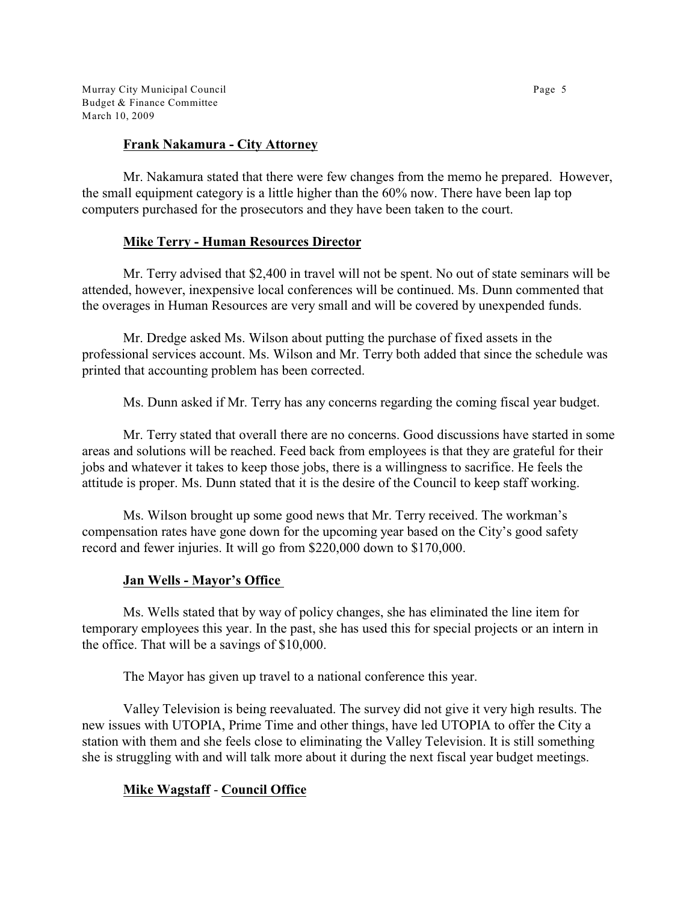**Frank Nakamura - City Attorney**

Mr. Nakamura stated that there were few changes from the memo he prepared. However, the small equipment category is a little higher than the 60% now. There have been lap top computers purchased for the prosecutors and they have been taken to the court.

**Mike Terry - Human Resources Director**

Mr. Terry advised that $2,400 in travel will not be spent. No out of state seminars will be attended, however, inexpensive local conferences will be continued. Ms. Dunn commented that the overages in Human Resources are very small and will be covered by unexpended funds.

Mr. Dredge asked Ms. Wilson about putting the purchase of fixed assets in the professional services account. Ms. Wilson and Mr. Terry both added that since the schedule was printed that accounting problem has been corrected.

Ms. Dunn asked if Mr. Terry has any concerns regarding the coming fiscal year budget.

Mr. Terry stated that overall there are no concerns. Good discussions have started in some areas and solutions will be reached. Feed back from employees is that they are grateful for their jobs and whatever it takes to keep those jobs, there is a willingness to sacrifice. He feels the attitude is proper. Ms. Dunn stated that it is the desire of the Council to keep staff working.

Ms. Wilson brought up some good news that Mr. Terry received. The workman's compensation rates have gone down for the upcoming year based on the City's good safety record and fewer injuries. It will go from $220,000 down to $170,000.

**Jan Wells - Mayor's Office**

Ms. Wells stated that by way of policy changes, she has eliminated the line item for temporary employees this year. In the past, she has used this for special projects or an intern in the office. That will be a savings of $10,000.

The Mayor has given up travel to a national conference this year.

Valley Television is being reevaluated. The survey did not give it very high results. The new issues with UTOPIA, Prime Time and other things, have led UTOPIA to offer the City a station with them and she feels close to eliminating the Valley Television. It is still something she is struggling with and will talk more about it during the next fiscal year budget meetings.

**Mike Wagstaff - Council Office**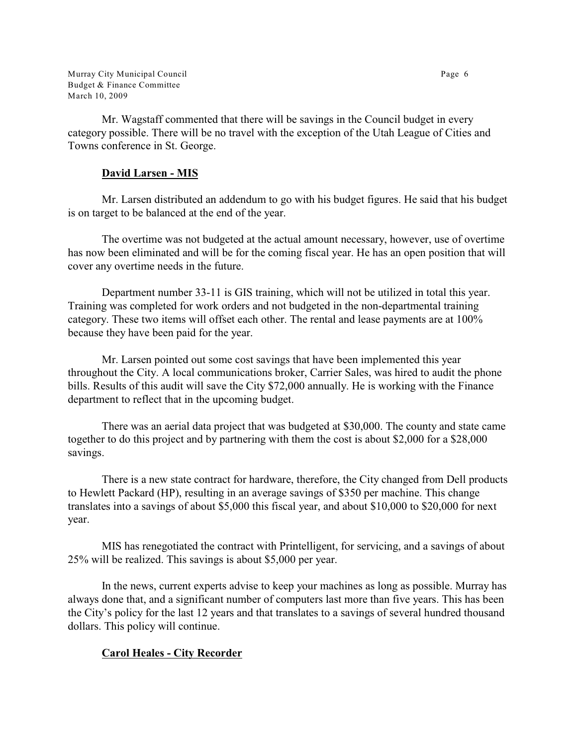Mr. Wagstaff commented that there will be savings in the Council budget in every category possible. There will be no travel with the exception of the Utah League of Cities and Towns conference in St. George.

### David Larsen - MIS

Mr. Larsen distributed an addendum to go with his budget figures. He said that his budget is on target to be balanced at the end of the year.

The overtime was not budgeted at the actual amount necessary, however, use of overtime has now been eliminated and will be for the coming fiscal year. He has an open position that will cover any overtime needs in the future.

Department number 33-11 is GIS training, which will not be utilized in total this year. Training was completed for work orders and not budgeted in the non-departmental training category. These two items will offset each other. The rental and lease payments are at 100% because they have been paid for the year.

Mr. Larsen pointed out some cost savings that have been implemented this year throughout the City. A local communications broker, Carrier Sales, was hired to audit the phone bills. Results of this audit will save the City $72,000 annually. He is working with the Finance department to reflect that in the upcoming budget.

There was an aerial data project that was budgeted at $30,000. The county and state came together to do this project and by partnering with them the cost is about $2,000 for a $28,000 savings.

There is a new state contract for hardware, therefore, the City changed from Dell products to Hewlett Packard (HP), resulting in an average savings of $350 per machine. This change translates into a savings of about $5,000 this fiscal year, and about $10,000 to $20,000 for next year.

MIS has renegotiated the contract with Printelligent, for servicing, and a savings of about 25% will be realized. This savings is about $5,000 per year.

In the news, current experts advise to keep your machines as long as possible. Murray has always done that, and a significant number of computers last more than five years. This has been the City's policy for the last 12 years and that translates to a savings of several hundred thousand dollars. This policy will continue.

### Carol Heales - City Recorder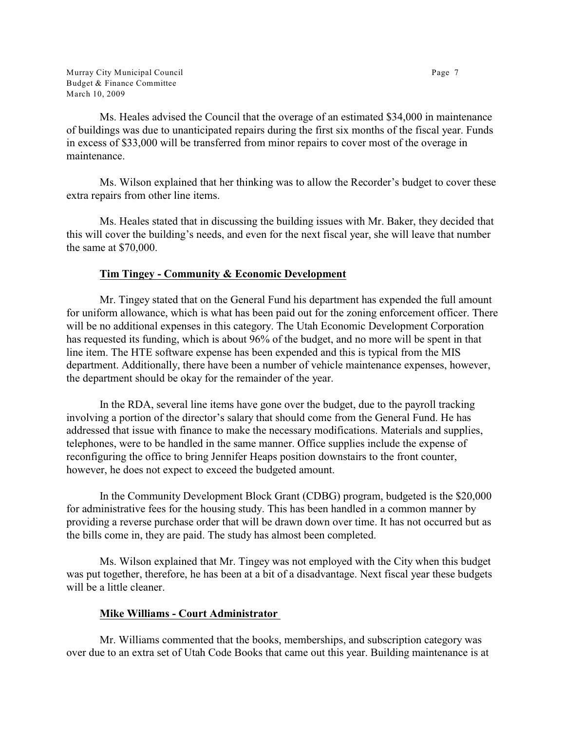Ms. Heales advised the Council that the overage of an estimated $34,000 in maintenance of buildings was due to unanticipated repairs during the first six months of the fiscal year. Funds in excess of $33,000 will be transferred from minor repairs to cover most of the overage in maintenance.

Ms. Wilson explained that her thinking was to allow the Recorder's budget to cover these extra repairs from other line items.

Ms. Heales stated that in discussing the building issues with Mr. Baker, they decided that this will cover the building's needs, and even for the next fiscal year, she will leave that number the same at $70,000.

**Tim Tingey - Community & Economic Development**

Mr. Tingey stated that on the General Fund his department has expended the full amount for uniform allowance, which is what has been paid out for the zoning enforcement officer. There will be no additional expenses in this category. The Utah Economic Development Corporation has requested its funding, which is about 96% of the budget, and no more will be spent in that line item. The HTE software expense has been expended and this is typical from the MIS department. Additionally, there have been a number of vehicle maintenance expenses, however, the department should be okay for the remainder of the year.

In the RDA, several line items have gone over the budget, due to the payroll tracking involving a portion of the director's salary that should come from the General Fund. He has addressed that issue with finance to make the necessary modifications. Materials and supplies, telephones, were to be handled in the same manner. Office supplies include the expense of reconfiguring the office to bring Jennifer Heaps position downstairs to the front counter, however, he does not expect to exceed the budgeted amount.

In the Community Development Block Grant (CDBG) program, budgeted is the $20,000 for administrative fees for the housing study. This has been handled in a common manner by providing a reverse purchase order that will be drawn down over time. It has not occurred but as the bills come in, they are paid. The study has almost been completed.

Ms. Wilson explained that Mr. Tingey was not employed with the City when this budget was put together, therefore, he has been at a bit of a disadvantage. Next fiscal year these budgets will be a little cleaner.

**Mike Williams - Court Administrator**

Mr. Williams commented that the books, memberships, and subscription category was over due to an extra set of Utah Code Books that came out this year. Building maintenance is at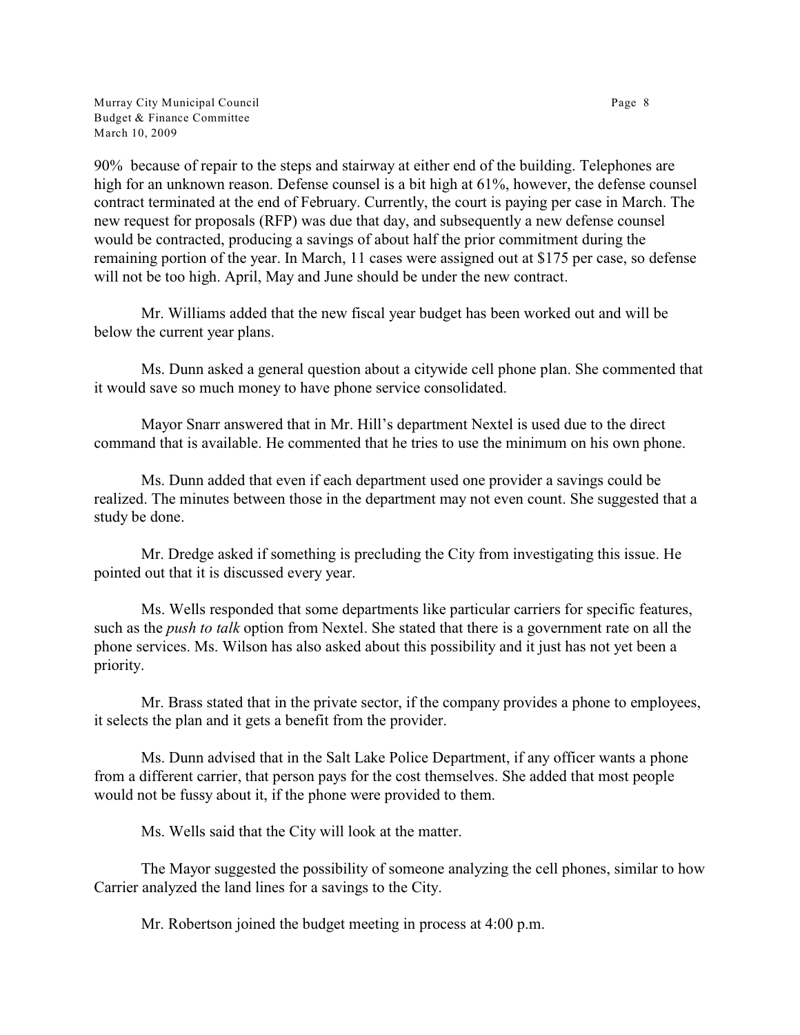90% because of repair to the steps and stairway at either end of the building. Telephones are high for an unknown reason. Defense counsel is a bit high at 61%, however, the defense counsel contract terminated at the end of February. Currently, the court is paying per case in March. The new request for proposals (RFP) was due that day, and subsequently a new defense counsel would be contracted, producing a savings of about half the prior commitment during the remaining portion of the year. In March, 11 cases were assigned out at $175 per case, so defense will not be too high. April, May and June should be under the new contract.

Mr. Williams added that the new fiscal year budget has been worked out and will be below the current year plans.

Ms. Dunn asked a general question about a citywide cell phone plan. She commented that it would save so much money to have phone service consolidated.

Mayor Snarr answered that in Mr. Hill's department Nextel is used due to the direct command that is available. He commented that he tries to use the minimum on his own phone.

Ms. Dunn added that even if each department used one provider a savings could be realized. The minutes between those in the department may not even count. She suggested that a study be done.

Mr. Dredge asked if something is precluding the City from investigating this issue. He pointed out that it is discussed every year.

Ms. Wells responded that some departments like particular carriers for specific features, such as the *push to talk* option from Nextel. She stated that there is a government rate on all the phone services. Ms. Wilson has also asked about this possibility and it just has not yet been a priority.

Mr. Brass stated that in the private sector, if the company provides a phone to employees, it selects the plan and it gets a benefit from the provider.

Ms. Dunn advised that in the Salt Lake Police Department, if any officer wants a phone from a different carrier, that person pays for the cost themselves. She added that most people would not be fussy about it, if the phone were provided to them.

Ms. Wells said that the City will look at the matter.

The Mayor suggested the possibility of someone analyzing the cell phones, similar to how Carrier analyzed the land lines for a savings to the City.

Mr. Robertson joined the budget meeting in process at 4:00 p.m.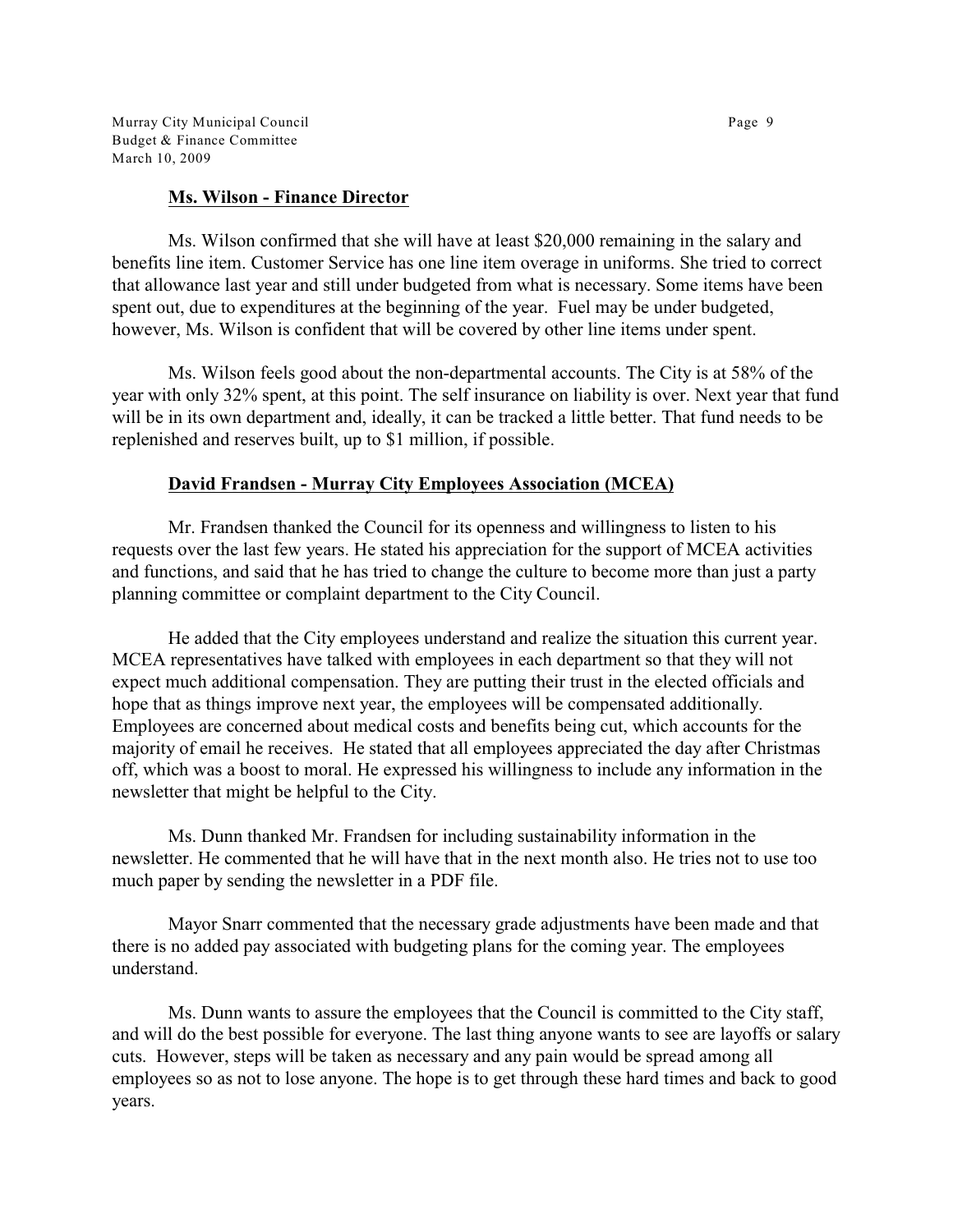**Ms. Wilson - Finance Director**

Ms. Wilson confirmed that she will have at least $20,000 remaining in the salary and benefits line item. Customer Service has one line item overage in uniforms. She tried to correct that allowance last year and still under budgeted from what is necessary. Some items have been spent out, due to expenditures at the beginning of the year. Fuel may be under budgeted, however, Ms. Wilson is confident that will be covered by other line items under spent.

Ms. Wilson feels good about the non-departmental accounts. The City is at 58% of the year with only 32% spent, at this point. The self insurance on liability is over. Next year that fund will be in its own department and, ideally, it can be tracked a little better. That fund needs to be replenished and reserves built, up to $1 million, if possible.

**David Frandsen - Murray City Employees Association (MCEA)**

Mr. Frandsen thanked the Council for its openness and willingness to listen to his requests over the last few years. He stated his appreciation for the support of MCEA activities and functions, and said that he has tried to change the culture to become more than just a party planning committee or complaint department to the City Council.

He added that the City employees understand and realize the situation this current year. MCEA representatives have talked with employees in each department so that they will not expect much additional compensation. They are putting their trust in the elected officials and hope that as things improve next year, the employees will be compensated additionally. Employees are concerned about medical costs and benefits being cut, which accounts for the majority of email he receives. He stated that all employees appreciated the day after Christmas off, which was a boost to moral. He expressed his willingness to include any information in the newsletter that might be helpful to the City.

Ms. Dunn thanked Mr. Frandsen for including sustainability information in the newsletter. He commented that he will have that in the next month also. He tries not to use too much paper by sending the newsletter in a PDF file.

Mayor Snarr commented that the necessary grade adjustments have been made and that there is no added pay associated with budgeting plans for the coming year. The employees understand.

Ms. Dunn wants to assure the employees that the Council is committed to the City staff, and will do the best possible for everyone. The last thing anyone wants to see are layoffs or salary cuts. However, steps will be taken as necessary and any pain would be spread among all employees so as not to lose anyone. The hope is to get through these hard times and back to good years.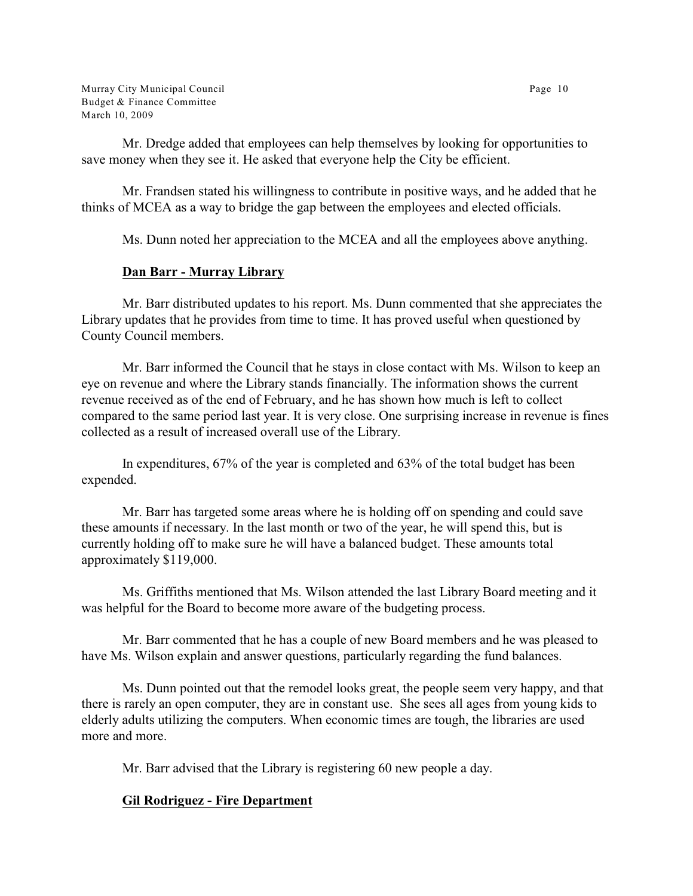Mr. Dredge added that employees can help themselves by looking for opportunities to save money when they see it. He asked that everyone help the City be efficient.

Mr. Frandsen stated his willingness to contribute in positive ways, and he added that he thinks of MCEA as a way to bridge the gap between the employees and elected officials.

Ms. Dunn noted her appreciation to the MCEA and all the employees above anything.

**Dan Barr - Murray Library**

Mr. Barr distributed updates to his report. Ms. Dunn commented that she appreciates the Library updates that he provides from time to time. It has proved useful when questioned by County Council members.

Mr. Barr informed the Council that he stays in close contact with Ms. Wilson to keep an eye on revenue and where the Library stands financially. The information shows the current revenue received as of the end of February, and he has shown how much is left to collect compared to the same period last year. It is very close. One surprising increase in revenue is fines collected as a result of increased overall use of the Library.

In expenditures, 67% of the year is completed and 63% of the total budget has been expended.

Mr. Barr has targeted some areas where he is holding off on spending and could save these amounts if necessary. In the last month or two of the year, he will spend this, but is currently holding off to make sure he will have a balanced budget. These amounts total approximately $119,000.

Ms. Griffiths mentioned that Ms. Wilson attended the last Library Board meeting and it was helpful for the Board to become more aware of the budgeting process.

Mr. Barr commented that he has a couple of new Board members and he was pleased to have Ms. Wilson explain and answer questions, particularly regarding the fund balances.

Ms. Dunn pointed out that the remodel looks great, the people seem very happy, and that there is rarely an open computer, they are in constant use. She sees all ages from young kids to elderly adults utilizing the computers. When economic times are tough, the libraries are used more and more.

Mr. Barr advised that the Library is registering 60 new people a day.

**Gil Rodriguez - Fire Department**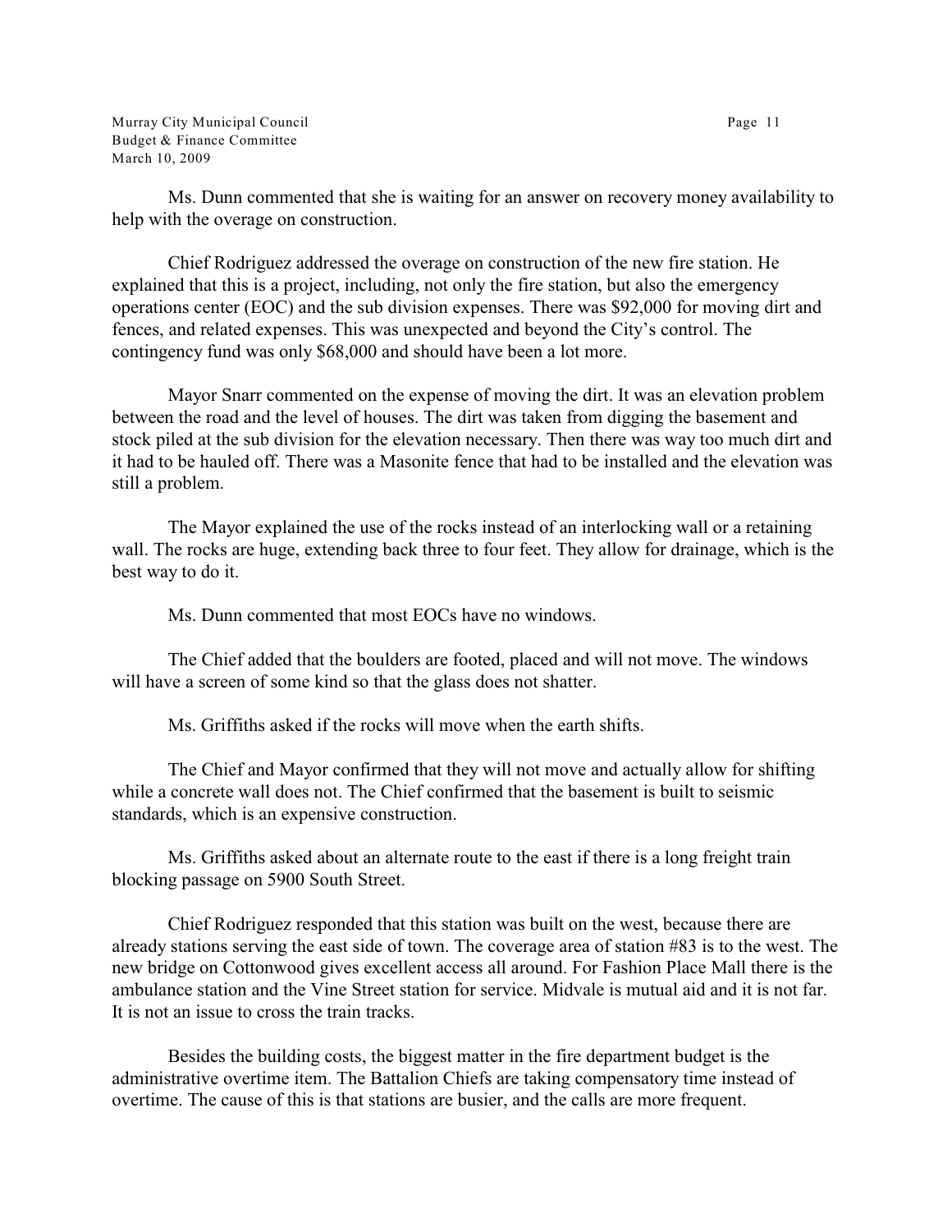Ms. Dunn commented that she is waiting for an answer on recovery money availability to help with the overage on construction.

Chief Rodriguez addressed the overage on construction of the new fire station. He explained that this is a project, including, not only the fire station, but also the emergency operations center (EOC) and the sub division expenses. There was $92,000 for moving dirt and fences, and related expenses. This was unexpected and beyond the City's control. The contingency fund was only $68,000 and should have been a lot more.

Mayor Snarr commented on the expense of moving the dirt. It was an elevation problem between the road and the level of houses. The dirt was taken from digging the basement and stock piled at the sub division for the elevation necessary. Then there was way too much dirt and it had to be hauled off. There was a Masonite fence that had to be installed and the elevation was still a problem.

The Mayor explained the use of the rocks instead of an interlocking wall or a retaining wall. The rocks are huge, extending back three to four feet. They allow for drainage, which is the best way to do it.

Ms. Dunn commented that most EOCs have no windows.

The Chief added that the boulders are footed, placed and will not move. The windows will have a screen of some kind so that the glass does not shatter.

Ms. Griffiths asked if the rocks will move when the earth shifts.

The Chief and Mayor confirmed that they will not move and actually allow for shifting while a concrete wall does not. The Chief confirmed that the basement is built to seismic standards, which is an expensive construction.

Ms. Griffiths asked about an alternate route to the east if there is a long freight train blocking passage on 5900 South Street.

Chief Rodriguez responded that this station was built on the west, because there are already stations serving the east side of town. The coverage area of station #83 is to the west. The new bridge on Cottonwood gives excellent access all around. For Fashion Place Mall there is the ambulance station and the Vine Street station for service. Midvale is mutual aid and it is not far. It is not an issue to cross the train tracks.

Besides the building costs, the biggest matter in the fire department budget is the administrative overtime item. The Battalion Chiefs are taking compensatory time instead of overtime. The cause of this is that stations are busier, and the calls are more frequent.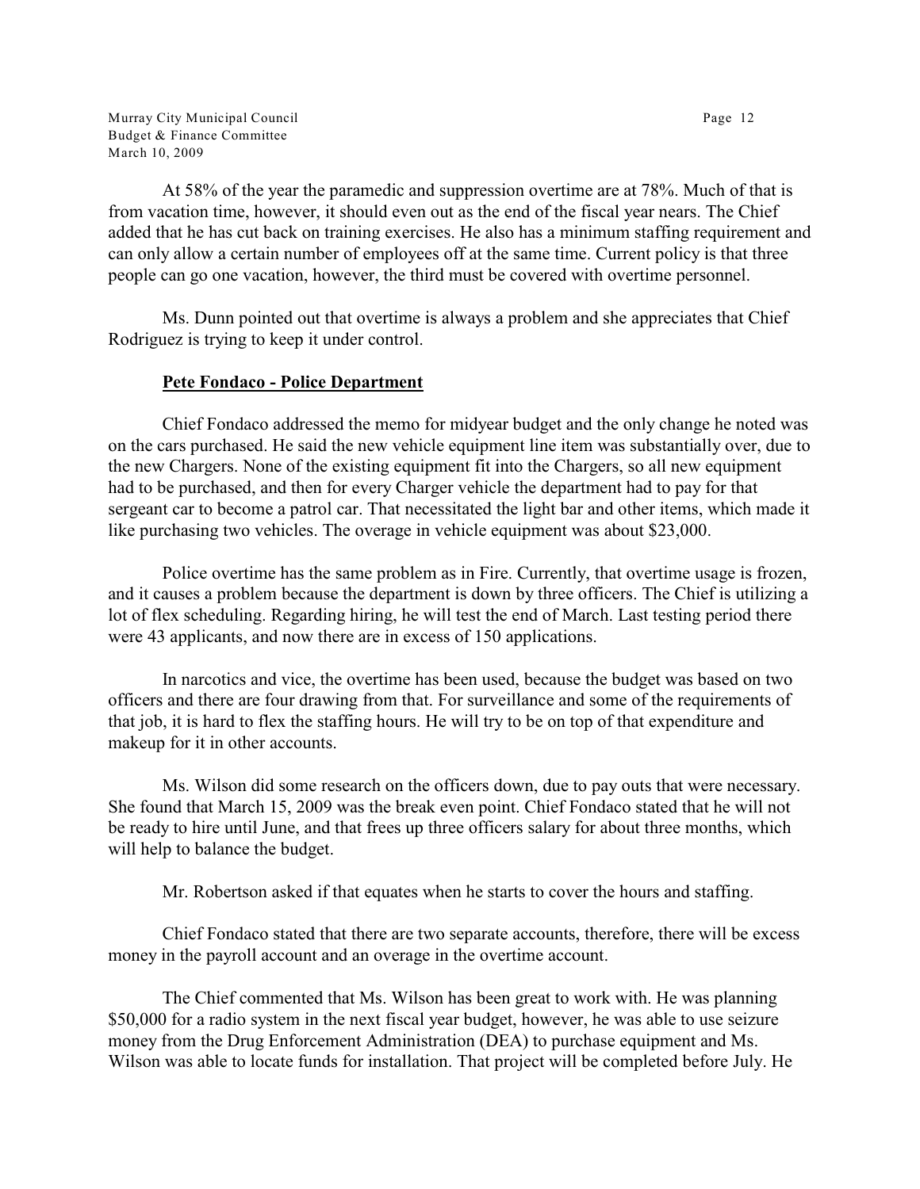At 58% of the year the paramedic and suppression overtime are at 78%. Much of that is from vacation time, however, it should even out as the end of the fiscal year nears. The Chief added that he has cut back on training exercises. He also has a minimum staffing requirement and can only allow a certain number of employees off at the same time. Current policy is that three people can go one vacation, however, the third must be covered with overtime personnel.

Ms. Dunn pointed out that overtime is always a problem and she appreciates that Chief Rodriguez is trying to keep it under control.

**Pete Fondaco - Police Department**

Chief Fondaco addressed the memo for midyear budget and the only change he noted was on the cars purchased. He said the new vehicle equipment line item was substantially over, due to the new Chargers. None of the existing equipment fit into the Chargers, so all new equipment had to be purchased, and then for every Charger vehicle the department had to pay for that sergeant car to become a patrol car. That necessitated the light bar and other items, which made it like purchasing two vehicles. The overage in vehicle equipment was about $23,000.

Police overtime has the same problem as in Fire. Currently, that overtime usage is frozen, and it causes a problem because the department is down by three officers. The Chief is utilizing a lot of flex scheduling. Regarding hiring, he will test the end of March. Last testing period there were 43 applicants, and now there are in excess of 150 applications.

In narcotics and vice, the overtime has been used, because the budget was based on two officers and there are four drawing from that. For surveillance and some of the requirements of that job, it is hard to flex the staffing hours. He will try to be on top of that expenditure and makeup for it in other accounts.

Ms. Wilson did some research on the officers down, due to pay outs that were necessary. She found that March 15, 2009 was the break even point. Chief Fondaco stated that he will not be ready to hire until June, and that frees up three officers salary for about three months, which will help to balance the budget.

Mr. Robertson asked if that equates when he starts to cover the hours and staffing.

Chief Fondaco stated that there are two separate accounts, therefore, there will be excess money in the payroll account and an overage in the overtime account.

The Chief commented that Ms. Wilson has been great to work with. He was planning $50,000 for a radio system in the next fiscal year budget, however, he was able to use seizure money from the Drug Enforcement Administration (DEA) to purchase equipment and Ms. Wilson was able to locate funds for installation. That project will be completed before July. He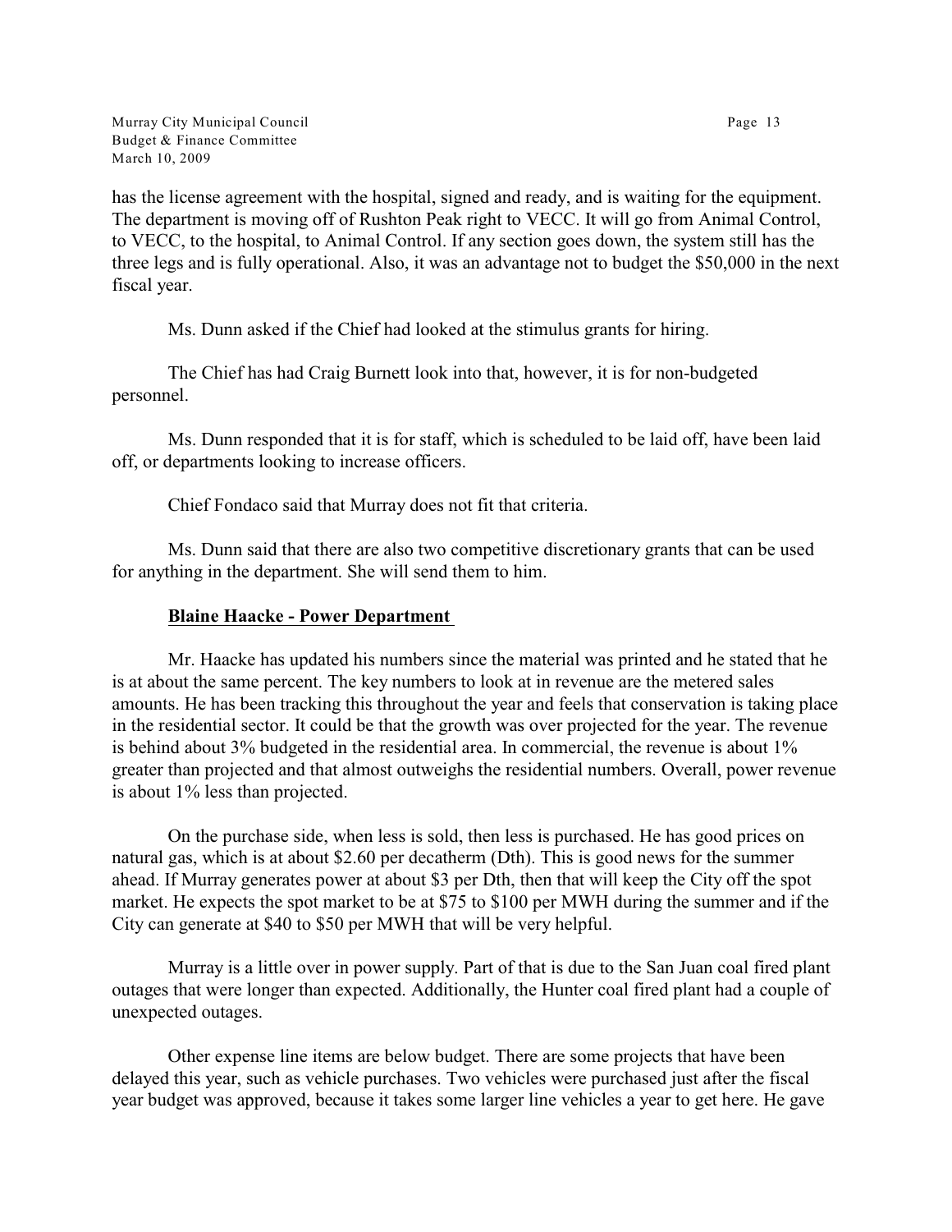has the license agreement with the hospital, signed and ready, and is waiting for the equipment. The department is moving off of Rushton Peak right to VECC. It will go from Animal Control, to VECC, to the hospital, to Animal Control. If any section goes down, the system still has the three legs and is fully operational. Also, it was an advantage not to budget the $50,000 in the next fiscal year.

Ms. Dunn asked if the Chief had looked at the stimulus grants for hiring.

The Chief has had Craig Burnett look into that, however, it is for non-budgeted personnel.

Ms. Dunn responded that it is for staff, which is scheduled to be laid off, have been laid off, or departments looking to increase officers.

Chief Fondaco said that Murray does not fit that criteria.

Ms. Dunn said that there are also two competitive discretionary grants that can be used for anything in the department. She will send them to him.

**Blaine Haacke - Power Department**

Mr. Haacke has updated his numbers since the material was printed and he stated that he is at about the same percent. The key numbers to look at in revenue are the metered sales amounts. He has been tracking this throughout the year and feels that conservation is taking place in the residential sector. It could be that the growth was over projected for the year. The revenue is behind about 3% budgeted in the residential area. In commercial, the revenue is about 1% greater than projected and that almost outweighs the residential numbers. Overall, power revenue is about 1% less than projected.

On the purchase side, when less is sold, then less is purchased. He has good prices on natural gas, which is at about $2.60 per decatherm (Dth). This is good news for the summer ahead. If Murray generates power at about $3 per Dth, then that will keep the City off the spot market. He expects the spot market to be at $75 to $100 per MWH during the summer and if the City can generate at $40 to $50 per MWH that will be very helpful.

Murray is a little over in power supply. Part of that is due to the San Juan coal fired plant outages that were longer than expected. Additionally, the Hunter coal fired plant had a couple of unexpected outages.

Other expense line items are below budget. There are some projects that have been delayed this year, such as vehicle purchases. Two vehicles were purchased just after the fiscal year budget was approved, because it takes some larger line vehicles a year to get here. He gave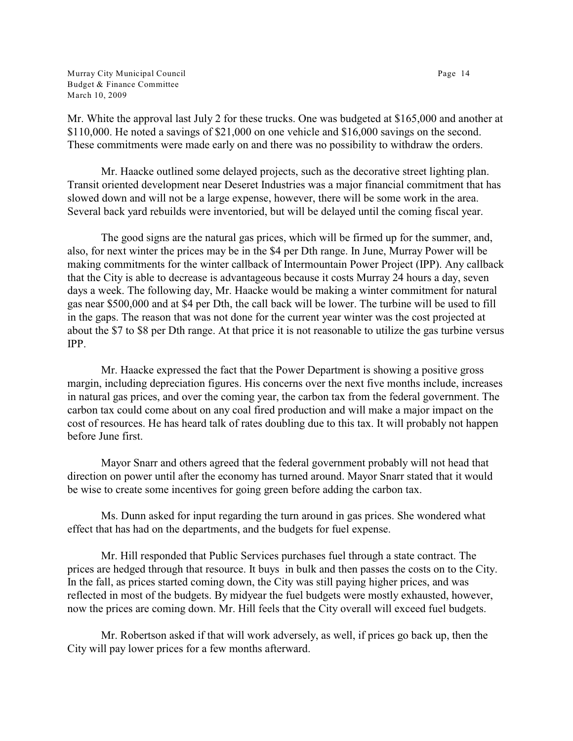Mr. White the approval last July 2 for these trucks. One was budgeted at $165,000 and another at $110,000. He noted a savings of $21,000 on one vehicle and $16,000 savings on the second. These commitments were made early on and there was no possibility to withdraw the orders.

Mr. Haacke outlined some delayed projects, such as the decorative street lighting plan. Transit oriented development near Deseret Industries was a major financial commitment that has slowed down and will not be a large expense, however, there will be some work in the area. Several back yard rebuilds were inventoried, but will be delayed until the coming fiscal year.

The good signs are the natural gas prices, which will be firmed up for the summer, and, also, for next winter the prices may be in the $4 per Dth range. In June, Murray Power will be making commitments for the winter callback of Intermountain Power Project (IPP). Any callback that the City is able to decrease is advantageous because it costs Murray 24 hours a day, seven days a week. The following day, Mr. Haacke would be making a winter commitment for natural gas near $500,000 and at $4 per Dth, the call back will be lower. The turbine will be used to fill in the gaps. The reason that was not done for the current year winter was the cost projected at about the $7 to $8 per Dth range. At that price it is not reasonable to utilize the gas turbine versus IPP.

Mr. Haacke expressed the fact that the Power Department is showing a positive gross margin, including depreciation figures. His concerns over the next five months include, increases in natural gas prices, and over the coming year, the carbon tax from the federal government. The carbon tax could come about on any coal fired production and will make a major impact on the cost of resources. He has heard talk of rates doubling due to this tax. It will probably not happen before June first.

Mayor Snarr and others agreed that the federal government probably will not head that direction on power until after the economy has turned around. Mayor Snarr stated that it would be wise to create some incentives for going green before adding the carbon tax.

Ms. Dunn asked for input regarding the turn around in gas prices. She wondered what effect that has had on the departments, and the budgets for fuel expense.

Mr. Hill responded that Public Services purchases fuel through a state contract. The prices are hedged through that resource. It buys in bulk and then passes the costs on to the City. In the fall, as prices started coming down, the City was still paying higher prices, and was reflected in most of the budgets. By midyear the fuel budgets were mostly exhausted, however, now the prices are coming down. Mr. Hill feels that the City overall will exceed fuel budgets.

Mr. Robertson asked if that will work adversely, as well, if prices go back up, then the City will pay lower prices for a few months afterward.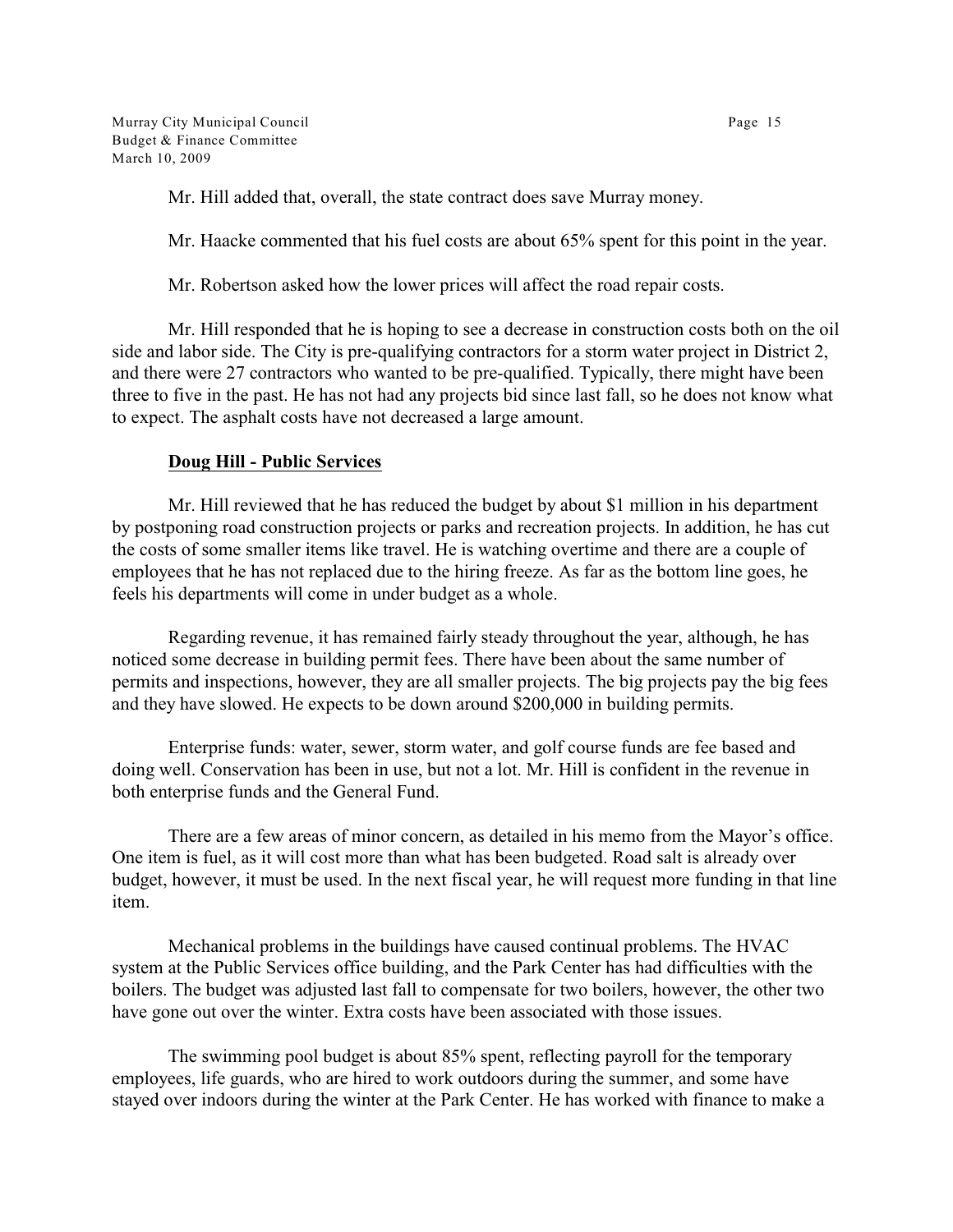Mr. Hill added that, overall, the state contract does save Murray money.

Mr. Haacke commented that his fuel costs are about 65% spent for this point in the year.

Mr. Robertson asked how the lower prices will affect the road repair costs.

Mr. Hill responded that he is hoping to see a decrease in construction costs both on the oil side and labor side. The City is pre-qualifying contractors for a storm water project in District 2, and there were 27 contractors who wanted to be pre-qualified. Typically, there might have been three to five in the past. He has not had any projects bid since last fall, so he does not know what to expect. The asphalt costs have not decreased a large amount.

**Doug Hill - Public Services**

Mr. Hill reviewed that he has reduced the budget by about $1 million in his department by postponing road construction projects or parks and recreation projects. In addition, he has cut the costs of some smaller items like travel. He is watching overtime and there are a couple of employees that he has not replaced due to the hiring freeze. As far as the bottom line goes, he feels his departments will come in under budget as a whole.

Regarding revenue, it has remained fairly steady throughout the year, although, he has noticed some decrease in building permit fees. There have been about the same number of permits and inspections, however, they are all smaller projects. The big projects pay the big fees and they have slowed. He expects to be down around $200,000 in building permits.

Enterprise funds: water, sewer, storm water, and golf course funds are fee based and doing well. Conservation has been in use, but not a lot. Mr. Hill is confident in the revenue in both enterprise funds and the General Fund.

There are a few areas of minor concern, as detailed in his memo from the Mayor's office. One item is fuel, as it will cost more than what has been budgeted. Road salt is already over budget, however, it must be used. In the next fiscal year, he will request more funding in that line item.

Mechanical problems in the buildings have caused continual problems. The HVAC system at the Public Services office building, and the Park Center has had difficulties with the boilers. The budget was adjusted last fall to compensate for two boilers, however, the other two have gone out over the winter. Extra costs have been associated with those issues.

The swimming pool budget is about 85% spent, reflecting payroll for the temporary employees, life guards, who are hired to work outdoors during the summer, and some have stayed over indoors during the winter at the Park Center. He has worked with finance to make a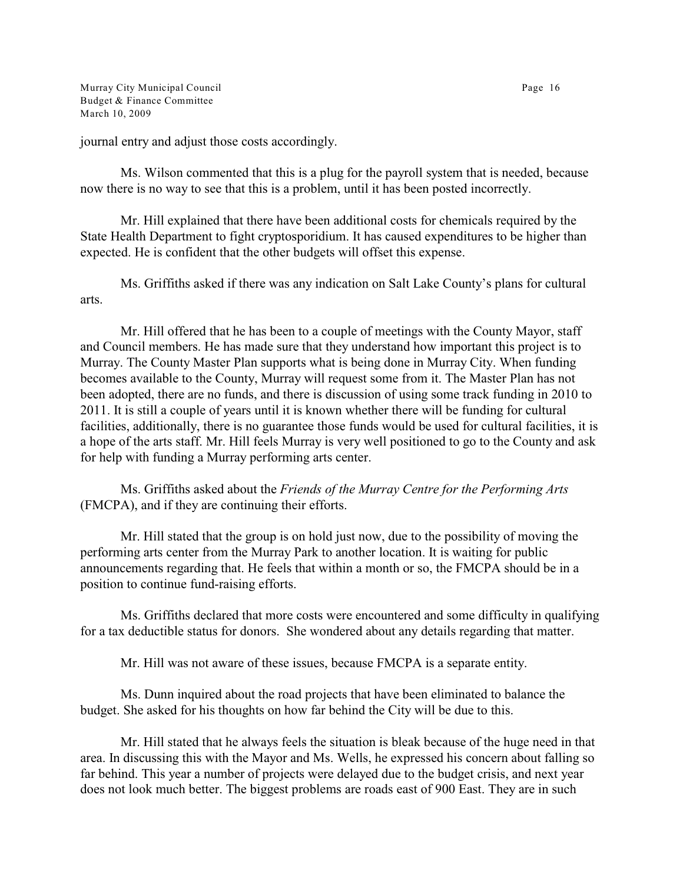journal entry and adjust those costs accordingly.

Ms. Wilson commented that this is a plug for the payroll system that is needed, because now there is no way to see that this is a problem, until it has been posted incorrectly.

Mr. Hill explained that there have been additional costs for chemicals required by the State Health Department to fight cryptosporidium. It has caused expenditures to be higher than expected. He is confident that the other budgets will offset this expense.

Ms. Griffiths asked if there was any indication on Salt Lake County's plans for cultural arts.

Mr. Hill offered that he has been to a couple of meetings with the County Mayor, staff and Council members. He has made sure that they understand how important this project is to Murray. The County Master Plan supports what is being done in Murray City. When funding becomes available to the County, Murray will request some from it. The Master Plan has not been adopted, there are no funds, and there is discussion of using some track funding in 2010 to 2011. It is still a couple of years until it is known whether there will be funding for cultural facilities, additionally, there is no guarantee those funds would be used for cultural facilities, it is a hope of the arts staff. Mr. Hill feels Murray is very well positioned to go to the County and ask for help with funding a Murray performing arts center.

Ms. Griffiths asked about the *Friends of the Murray Centre for the Performing Arts* (FMCPA), and if they are continuing their efforts.

Mr. Hill stated that the group is on hold just now, due to the possibility of moving the performing arts center from the Murray Park to another location. It is waiting for public announcements regarding that. He feels that within a month or so, the FMCPA should be in a position to continue fund-raising efforts.

Ms. Griffiths declared that more costs were encountered and some difficulty in qualifying for a tax deductible status for donors. She wondered about any details regarding that matter.

Mr. Hill was not aware of these issues, because FMCPA is a separate entity.

Ms. Dunn inquired about the road projects that have been eliminated to balance the budget. She asked for his thoughts on how far behind the City will be due to this.

Mr. Hill stated that he always feels the situation is bleak because of the huge need in that area. In discussing this with the Mayor and Ms. Wells, he expressed his concern about falling so far behind. This year a number of projects were delayed due to the budget crisis, and next year does not look much better. The biggest problems are roads east of 900 East. They are in such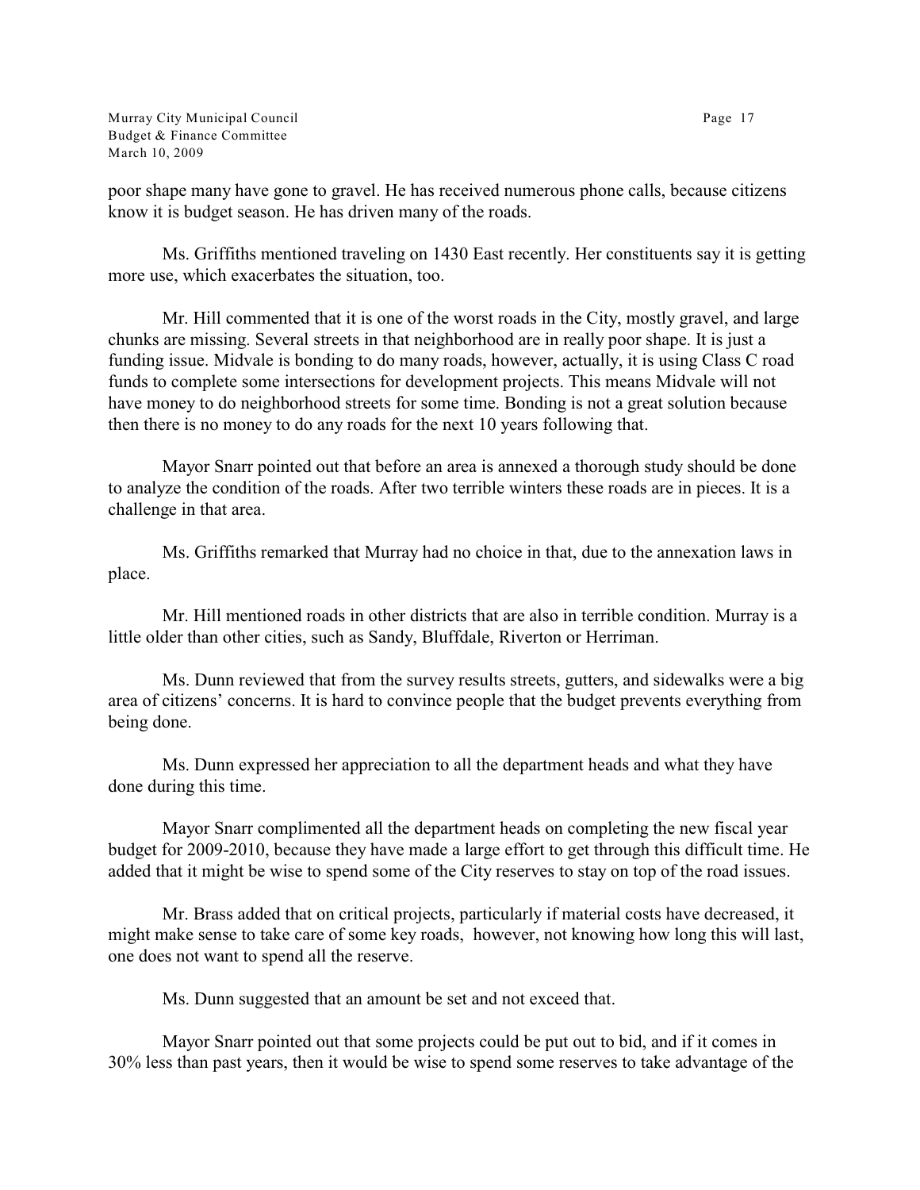poor shape many have gone to gravel. He has received numerous phone calls, because citizens know it is budget season. He has driven many of the roads.

Ms. Griffiths mentioned traveling on 1430 East recently. Her constituents say it is getting more use, which exacerbates the situation, too.

Mr. Hill commented that it is one of the worst roads in the City, mostly gravel, and large chunks are missing. Several streets in that neighborhood are in really poor shape. It is just a funding issue. Midvale is bonding to do many roads, however, actually, it is using Class C road funds to complete some intersections for development projects. This means Midvale will not have money to do neighborhood streets for some time. Bonding is not a great solution because then there is no money to do any roads for the next 10 years following that.

Mayor Snarr pointed out that before an area is annexed a thorough study should be done to analyze the condition of the roads. After two terrible winters these roads are in pieces. It is a challenge in that area.

Ms. Griffiths remarked that Murray had no choice in that, due to the annexation laws in place.

Mr. Hill mentioned roads in other districts that are also in terrible condition. Murray is a little older than other cities, such as Sandy, Bluffdale, Riverton or Herriman.

Ms. Dunn reviewed that from the survey results streets, gutters, and sidewalks were a big area of citizens' concerns. It is hard to convince people that the budget prevents everything from being done.

Ms. Dunn expressed her appreciation to all the department heads and what they have done during this time.

Mayor Snarr complimented all the department heads on completing the new fiscal year budget for 2009-2010, because they have made a large effort to get through this difficult time. He added that it might be wise to spend some of the City reserves to stay on top of the road issues.

Mr. Brass added that on critical projects, particularly if material costs have decreased, it might make sense to take care of some key roads, however, not knowing how long this will last, one does not want to spend all the reserve.

Ms. Dunn suggested that an amount be set and not exceed that.

Mayor Snarr pointed out that some projects could be put out to bid, and if it comes in 30% less than past years, then it would be wise to spend some reserves to take advantage of the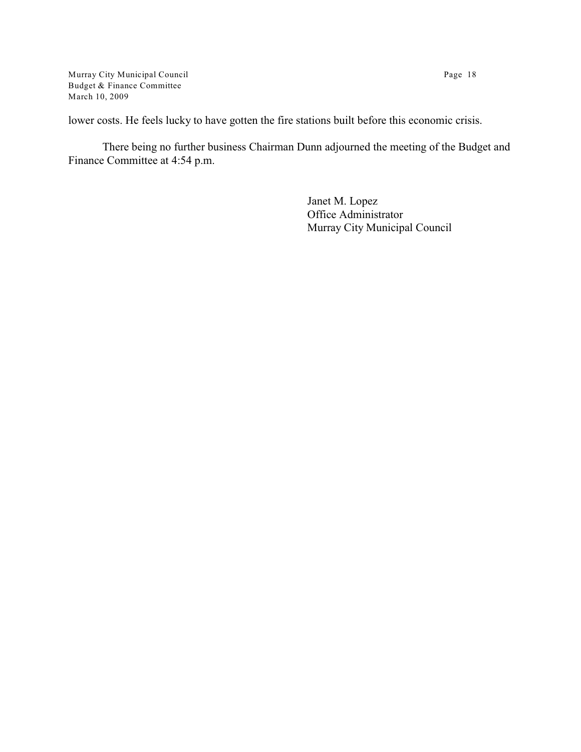lower costs. He feels lucky to have gotten the fire stations built before this economic crisis.

There being no further business Chairman Dunn adjourned the meeting of the Budget and Finance Committee at 4:54 p.m.

Janet M. Lopez
Office Administrator
Murray City Municipal Council